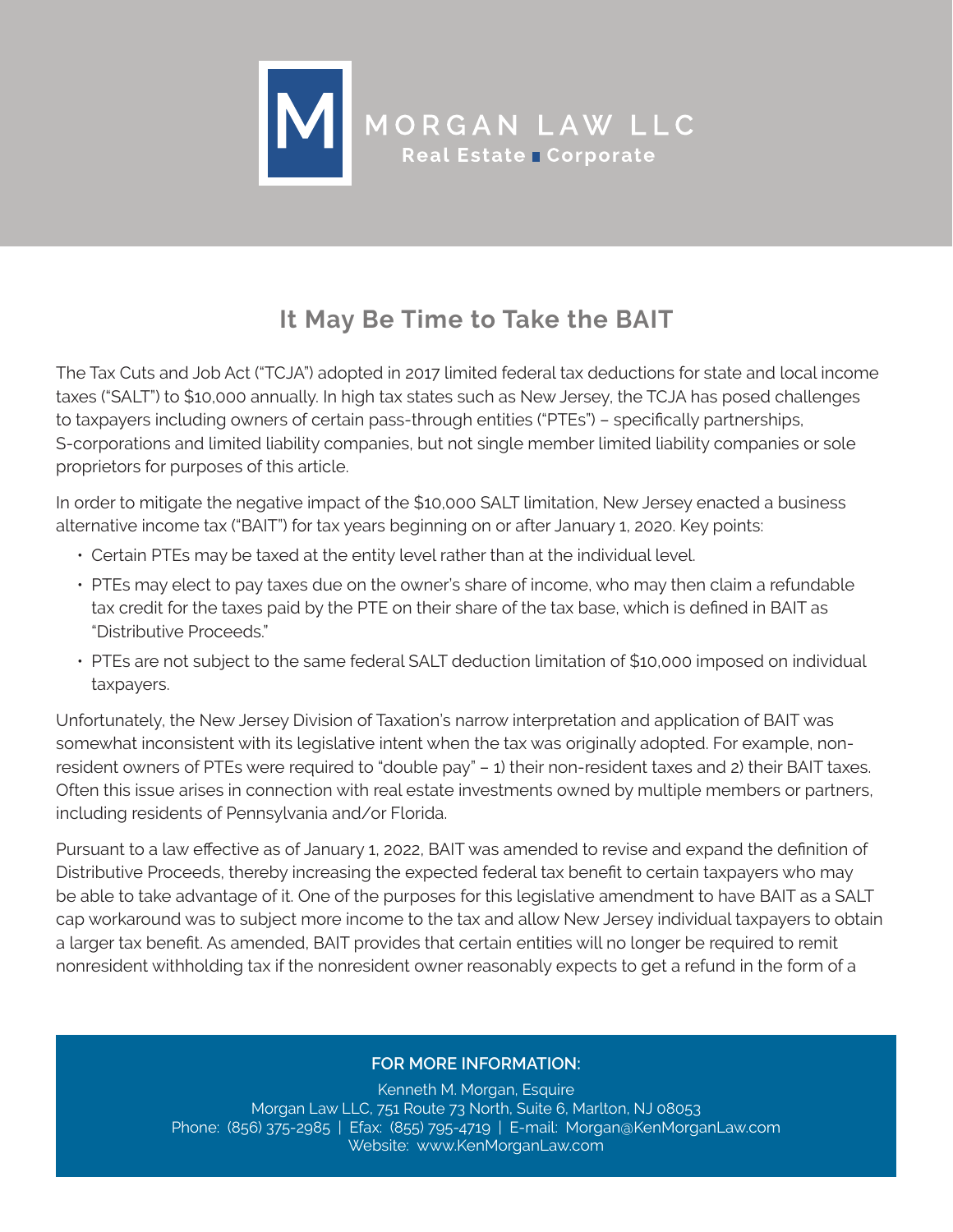MORGAN LAW LLC
Real Estate ■ Corporate

# It May Be Time to Take the BAIT

The Tax Cuts and Job Act ("TCJA") adopted in 2017 limited federal tax deductions for state and local income taxes ("SALT") to $10,000 annually. In high tax states such as New Jersey, the TCJA has posed challenges to taxpayers including owners of certain pass-through entities ("PTEs") – specifically partnerships, S-corporations and limited liability companies, but not single member limited liability companies or sole proprietors for purposes of this article.

In order to mitigate the negative impact of the $10,000 SALT limitation, New Jersey enacted a business alternative income tax ("BAIT") for tax years beginning on or after January 1, 2020. Key points:

- Certain PTEs may be taxed at the entity level rather than at the individual level.
- PTEs may elect to pay taxes due on the owner's share of income, who may then claim a refundable tax credit for the taxes paid by the PTE on their share of the tax base, which is defined in BAIT as "Distributive Proceeds."
- PTEs are not subject to the same federal SALT deduction limitation of $10,000 imposed on individual taxpayers.

Unfortunately, the New Jersey Division of Taxation's narrow interpretation and application of BAIT was somewhat inconsistent with its legislative intent when the tax was originally adopted. For example, non-resident owners of PTEs were required to "double pay" – 1) their non-resident taxes and 2) their BAIT taxes. Often this issue arises in connection with real estate investments owned by multiple members or partners, including residents of Pennsylvania and/or Florida.

Pursuant to a law effective as of January 1, 2022, BAIT was amended to revise and expand the definition of Distributive Proceeds, thereby increasing the expected federal tax benefit to certain taxpayers who may be able to take advantage of it. One of the purposes for this legislative amendment to have BAIT as a SALT cap workaround was to subject more income to the tax and allow New Jersey individual taxpayers to obtain a larger tax benefit. As amended, BAIT provides that certain entities will no longer be required to remit nonresident withholding tax if the nonresident owner reasonably expects to get a refund in the form of a

**FOR MORE INFORMATION:**

Kenneth M. Morgan, Esquire
Morgan Law LLC, 751 Route 73 North, Suite 6, Marlton, NJ 08053
Phone: (856) 375-2985 | Efax: (855) 795-4719 | E-mail: Morgan@KenMorganLaw.com
Website: www.KenMorganLaw.com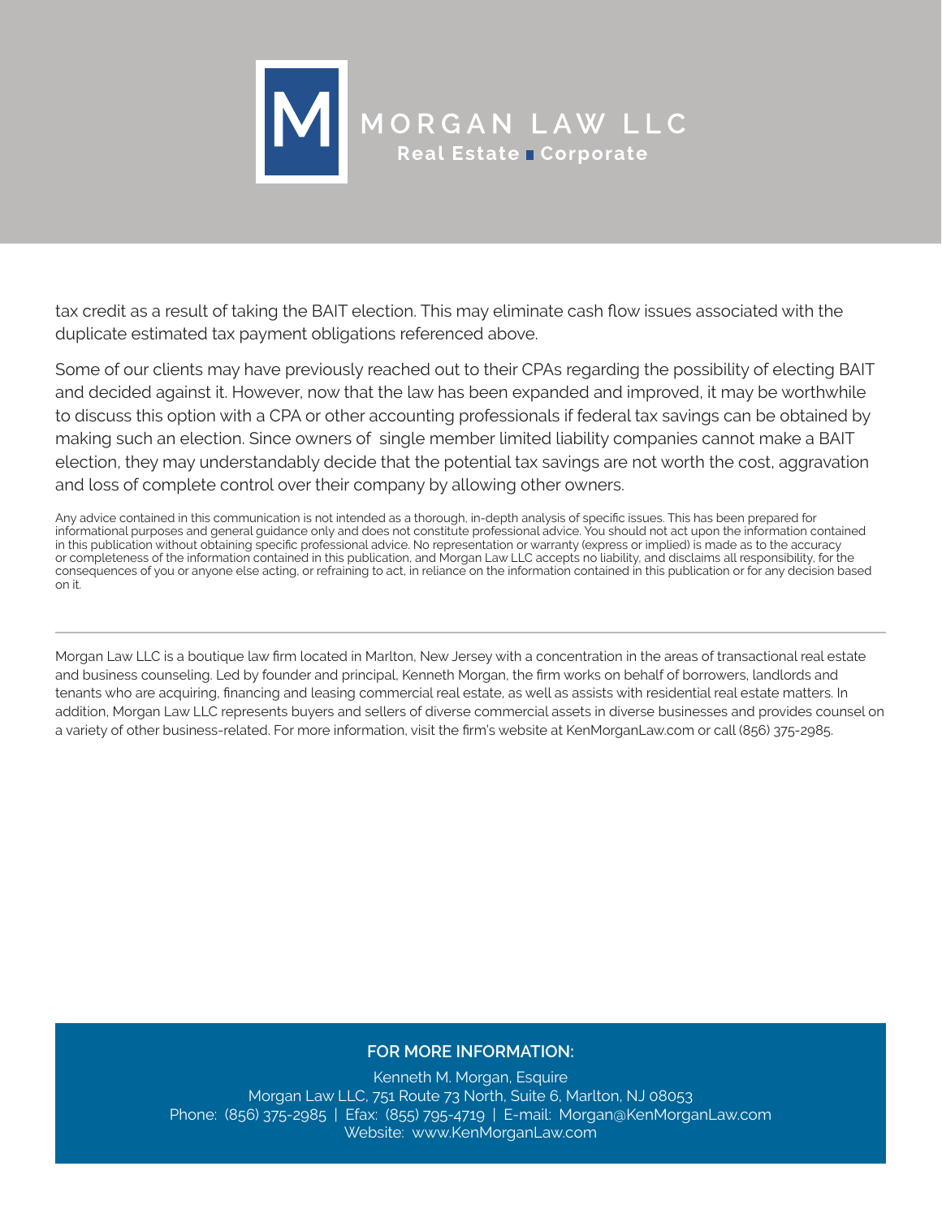tax credit as a result of taking the BAIT election. This may eliminate cash flow issues associated with the duplicate estimated tax payment obligations referenced above.

Some of our clients may have previously reached out to their CPAs regarding the possibility of electing BAIT and decided against it. However, now that the law has been expanded and improved, it may be worthwhile to discuss this option with a CPA or other accounting professionals if federal tax savings can be obtained by making such an election. Since owners of single member limited liability companies cannot make a BAIT election, they may understandably decide that the potential tax savings are not worth the cost, aggravation and loss of complete control over their company by allowing other owners.

Any advice contained in this communication is not intended as a thorough, in-depth analysis of specific issues. This has been prepared for informational purposes and general guidance only and does not constitute professional advice. You should not act upon the information contained in this publication without obtaining specific professional advice. No representation or warranty (express or implied) is made as to the accuracy or completeness of the information contained in this publication, and Morgan Law LLC accepts no liability, and disclaims all responsibility, for the consequences of you or anyone else acting, or refraining to act, in reliance on the information contained in this publication or for any decision based on it.

---

Morgan Law LLC is a boutique law firm located in Marlton, New Jersey with a concentration in the areas of transactional real estate and business counseling. Led by founder and principal, Kenneth Morgan, the firm works on behalf of borrowers, landlords and tenants who are acquiring, financing and leasing commercial real estate, as well as assists with residential real estate matters. In addition, Morgan Law LLC represents buyers and sellers of diverse commercial assets in diverse businesses and provides counsel on a variety of other business-related. For more information, visit the firm's website at KenMorganLaw.com or call (856) 375-2985.

**FOR MORE INFORMATION:**

Kenneth M. Morgan, Esquire
Morgan Law LLC, 751 Route 73 North, Suite 6, Marlton, NJ 08053
Phone: (856) 375-2985 | Efax: (855) 795-4719 | E-mail: Morgan@KenMorganLaw.com
Website: www.KenMorganLaw.com